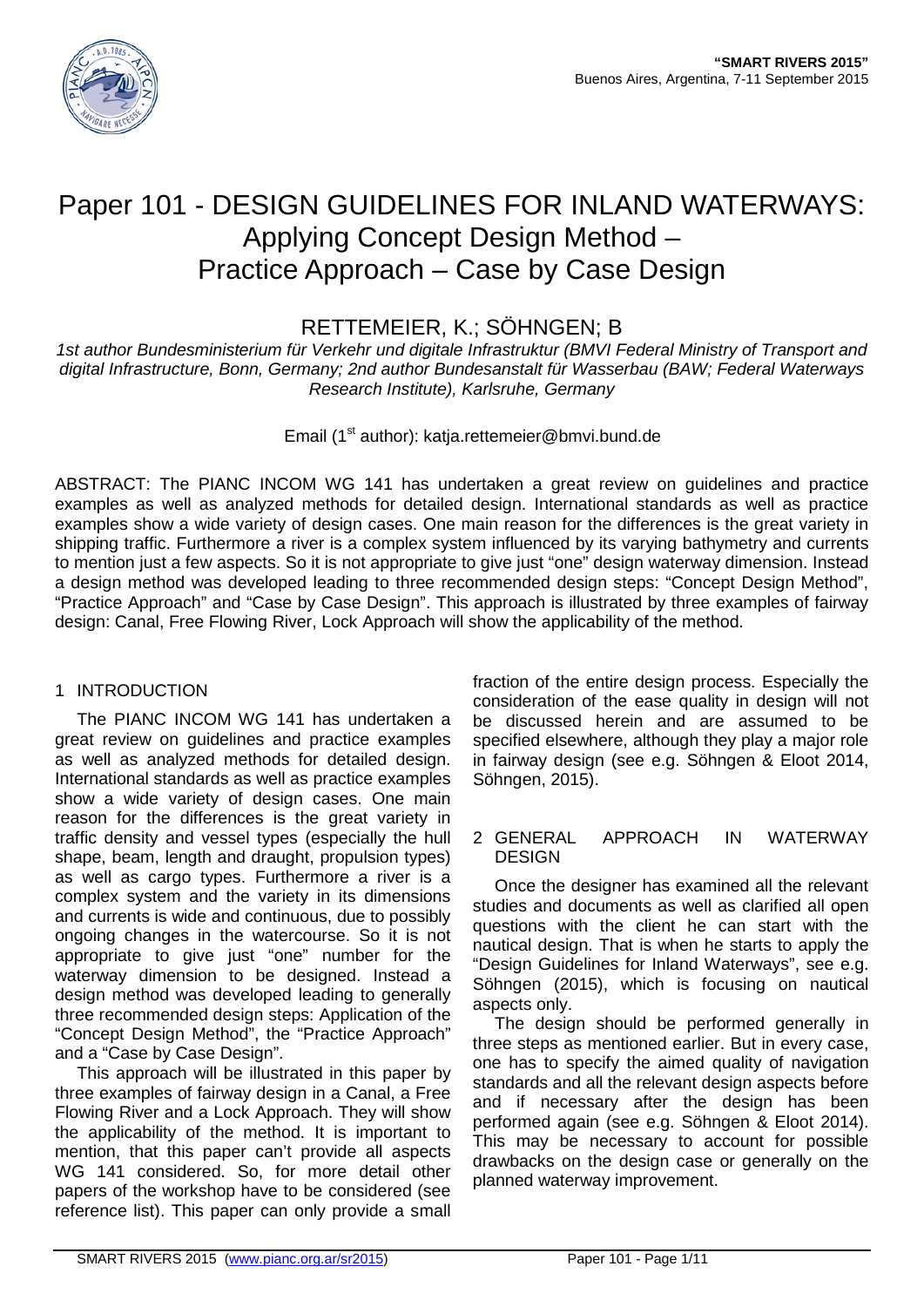# Paper 101 - DESIGN GUIDELINES FOR INLAND WATERWAYS: Applying Concept Design Method – Practice Approach – Case by Case Design

## RETTEMEIER, K.; SÖHNGEN; B

*1st author Bundesministerium für Verkehr und digitale Infrastruktur (BMVI Federal Ministry of Transport and digital Infrastructure, Bonn, Germany; 2nd author Bundesanstalt für Wasserbau (BAW; Federal Waterways Research Institute), Karlsruhe, Germany*

Email (1st author): katja.rettemeier@bmvi.bund.de

ABSTRACT: The PIANC INCOM WG 141 has undertaken a great review on guidelines and practice examples as well as analyzed methods for detailed design. International standards as well as practice examples show a wide variety of design cases. One main reason for the differences is the great variety in shipping traffic. Furthermore a river is a complex system influenced by its varying bathymetry and currents to mention just a few aspects. So it is not appropriate to give just "one" design waterway dimension. Instead a design method was developed leading to three recommended design steps: "Concept Design Method", "Practice Approach" and "Case by Case Design". This approach is illustrated by three examples of fairway design: Canal, Free Flowing River, Lock Approach will show the applicability of the method.

## 1 INTRODUCTION

The PIANC INCOM WG 141 has undertaken a great review on guidelines and practice examples as well as analyzed methods for detailed design. International standards as well as practice examples show a wide variety of design cases. One main reason for the differences is the great variety in traffic density and vessel types (especially the hull shape, beam, length and draught, propulsion types) as well as cargo types. Furthermore a river is a complex system and the variety in its dimensions and currents is wide and continuous, due to possibly ongoing changes in the watercourse. So it is not appropriate to give just "one" number for the waterway dimension to be designed. Instead a design method was developed leading to generally three recommended design steps: Application of the "Concept Design Method", the "Practice Approach" and a "Case by Case Design".

This approach will be illustrated in this paper by three examples of fairway design in a Canal, a Free Flowing River and a Lock Approach. They will show the applicability of the method. It is important to mention, that this paper can't provide all aspects WG 141 considered. So, for more detail other papers of the workshop have to be considered (see reference list). This paper can only provide a small fraction of the entire design process. Especially the consideration of the ease quality in design will not be discussed herein and are assumed to be specified elsewhere, although they play a major role in fairway design (see e.g. Söhngen & Eloot 2014, Söhngen, 2015).

## 2 GENERAL APPROACH IN WATERWAY DESIGN

Once the designer has examined all the relevant studies and documents as well as clarified all open questions with the client he can start with the nautical design. That is when he starts to apply the "Design Guidelines for Inland Waterways", see e.g. Söhngen (2015), which is focusing on nautical aspects only.

The design should be performed generally in three steps as mentioned earlier. But in every case, one has to specify the aimed quality of navigation standards and all the relevant design aspects before and if necessary after the design has been performed again (see e.g. Söhngen & Eloot 2014). This may be necessary to account for possible drawbacks on the design case or generally on the planned waterway improvement.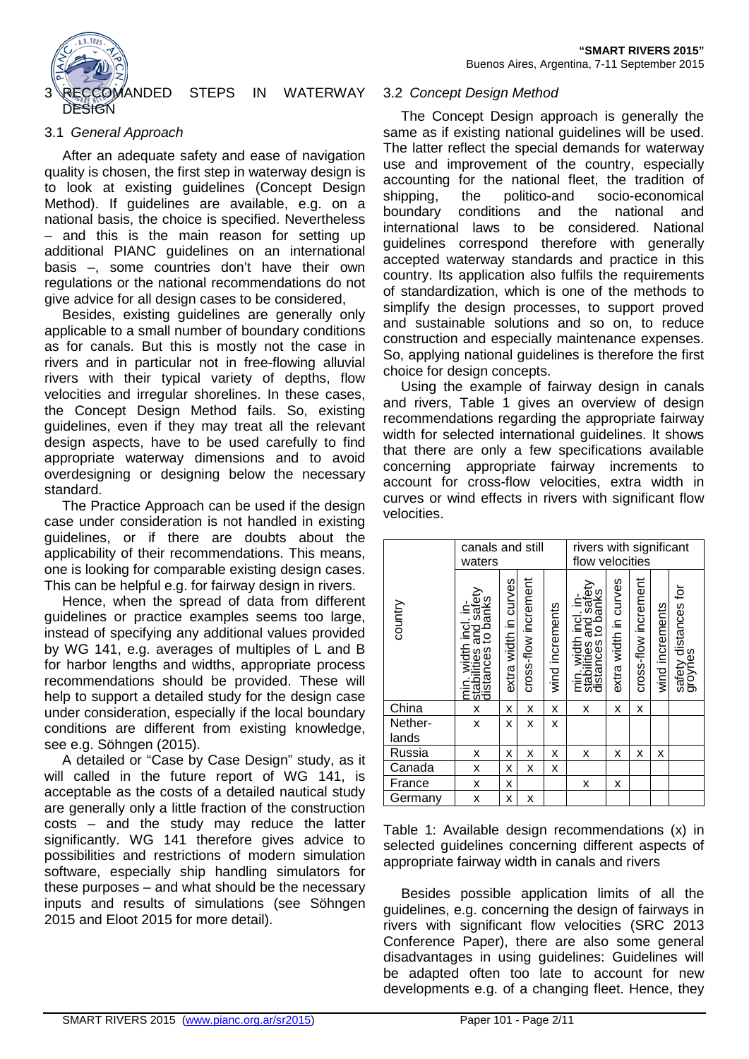## 3 RECCOMANDED STEPS IN WATERWAY DESIGN

### 3.1 *General Approach*

After an adequate safety and ease of navigation quality is chosen, the first step in waterway design is to look at existing guidelines (Concept Design Method). If guidelines are available, e.g. on a national basis, the choice is specified. Nevertheless – and this is the main reason for setting up additional PIANC guidelines on an international basis –, some countries don't have their own regulations or the national recommendations do not give advice for all design cases to be considered,

Besides, existing guidelines are generally only applicable to a small number of boundary conditions as for canals. But this is mostly not the case in rivers and in particular not in free-flowing alluvial rivers with their typical variety of depths, flow velocities and irregular shorelines. In these cases, the Concept Design Method fails. So, existing guidelines, even if they may treat all the relevant design aspects, have to be used carefully to find appropriate waterway dimensions and to avoid overdesigning or designing below the necessary standard.

The Practice Approach can be used if the design case under consideration is not handled in existing guidelines, or if there are doubts about the applicability of their recommendations. This means, one is looking for comparable existing design cases. This can be helpful e.g. for fairway design in rivers.

Hence, when the spread of data from different guidelines or practice examples seems too large, instead of specifying any additional values provided by WG 141, e.g. averages of multiples of L and B for harbor lengths and widths, appropriate process recommendations should be provided. These will help to support a detailed study for the design case under consideration, especially if the local boundary conditions are different from existing knowledge, see e.g. Söhngen (2015).

A detailed or "Case by Case Design" study, as it will called in the future report of WG 141, is acceptable as the costs of a detailed nautical study are generally only a little fraction of the construction costs – and the study may reduce the latter significantly. WG 141 therefore gives advice to possibilities and restrictions of modern simulation software, especially ship handling simulators for these purposes – and what should be the necessary inputs and results of simulations (see Söhngen 2015 and Eloot 2015 for more detail).

### 3.2 *Concept Design Method*

The Concept Design approach is generally the same as if existing national guidelines will be used. The latter reflect the special demands for waterway use and improvement of the country, especially accounting for the national fleet, the tradition of shipping, the politico-and socio-economical boundary conditions and the national and international laws to be considered. National guidelines correspond therefore with generally accepted waterway standards and practice in this country. Its application also fulfils the requirements of standardization, which is one of the methods to simplify the design processes, to support proved and sustainable solutions and so on, to reduce construction and especially maintenance expenses. So, applying national guidelines is therefore the first choice for design concepts.

Using the example of fairway design in canals and rivers, Table 1 gives an overview of design recommendations regarding the appropriate fairway width for selected international guidelines. It shows that there are only a few specifications available concerning appropriate fairway increments to account for cross-flow velocities, extra width in curves or wind effects in rivers with significant flow velocities.

| country | canals and still waters | | | | rivers with significant flow velocities | | | | |
|---|---|---|---|---|---|---|---|---|---|
| | min. width incl. in-stabilities and safety distances to banks | extra width in curves | cross-flow increment | wind increments | min. width incl. in-stabilities and safety distances to banks | extra width in curves | cross-flow increment | wind increments | safety distances for groynes |
| China | x | x | x | x | x | x | x | | |
| Nether-lands | x | x | x | x | | | | | |
| Russia | x | x | x | x | x | x | x | x | |
| Canada | x | x | x | x | | | | | |
| France | x | x | | | x | x | | | |
| Germany | x | x | x | | | | | | |

Table 1: Available design recommendations (x) in selected guidelines concerning different aspects of appropriate fairway width in canals and rivers

Besides possible application limits of all the guidelines, e.g. concerning the design of fairways in rivers with significant flow velocities (SRC 2013 Conference Paper), there are also some general disadvantages in using guidelines: Guidelines will be adapted often too late to account for new developments e.g. of a changing fleet. Hence, they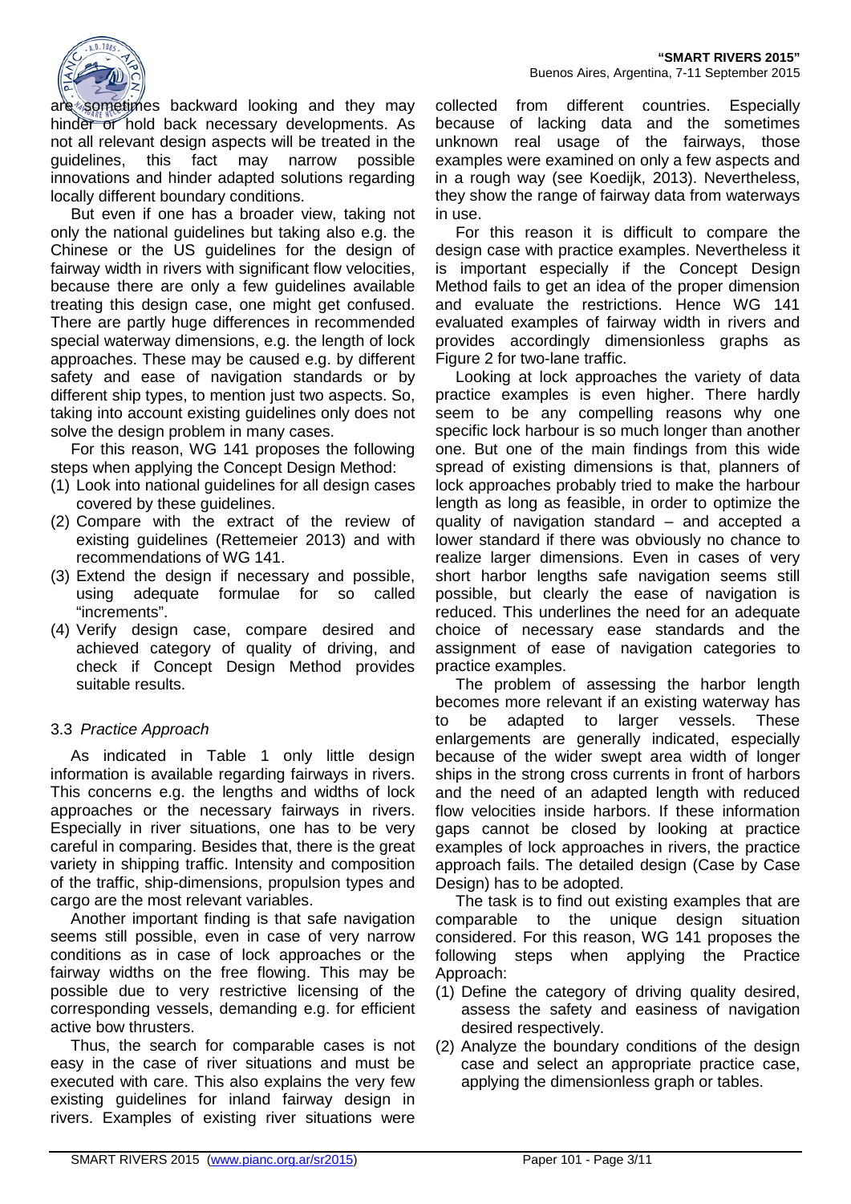are sometimes backward looking and they may hinder or hold back necessary developments. As not all relevant design aspects will be treated in the guidelines, this fact may narrow possible innovations and hinder adapted solutions regarding locally different boundary conditions.

But even if one has a broader view, taking not only the national guidelines but taking also e.g. the Chinese or the US guidelines for the design of fairway width in rivers with significant flow velocities, because there are only a few guidelines available treating this design case, one might get confused. There are partly huge differences in recommended special waterway dimensions, e.g. the length of lock approaches. These may be caused e.g. by different safety and ease of navigation standards or by different ship types, to mention just two aspects. So, taking into account existing guidelines only does not solve the design problem in many cases.

For this reason, WG 141 proposes the following steps when applying the Concept Design Method:

(1) Look into national guidelines for all design cases covered by these guidelines.
(2) Compare with the extract of the review of existing guidelines (Rettemeier 2013) and with recommendations of WG 141.
(3) Extend the design if necessary and possible, using adequate formulae for so called "increments".
(4) Verify design case, compare desired and achieved category of quality of driving, and check if Concept Design Method provides suitable results.

### 3.3 *Practice Approach*

As indicated in Table 1 only little design information is available regarding fairways in rivers. This concerns e.g. the lengths and widths of lock approaches or the necessary fairways in rivers. Especially in river situations, one has to be very careful in comparing. Besides that, there is the great variety in shipping traffic. Intensity and composition of the traffic, ship-dimensions, propulsion types and cargo are the most relevant variables.

Another important finding is that safe navigation seems still possible, even in case of very narrow conditions as in case of lock approaches or the fairway widths on the free flowing. This may be possible due to very restrictive licensing of the corresponding vessels, demanding e.g. for efficient active bow thrusters.

Thus, the search for comparable cases is not easy in the case of river situations and must be executed with care. This also explains the very few existing guidelines for inland fairway design in rivers. Examples of existing river situations were collected from different countries. Especially because of lacking data and the sometimes unknown real usage of the fairways, those examples were examined on only a few aspects and in a rough way (see Koedijk, 2013). Nevertheless, they show the range of fairway data from waterways in use.

For this reason it is difficult to compare the design case with practice examples. Nevertheless it is important especially if the Concept Design Method fails to get an idea of the proper dimension and evaluate the restrictions. Hence WG 141 evaluated examples of fairway width in rivers and provides accordingly dimensionless graphs as Figure 2 for two-lane traffic.

Looking at lock approaches the variety of data practice examples is even higher. There hardly seem to be any compelling reasons why one specific lock harbour is so much longer than another one. But one of the main findings from this wide spread of existing dimensions is that, planners of lock approaches probably tried to make the harbour length as long as feasible, in order to optimize the quality of navigation standard – and accepted a lower standard if there was obviously no chance to realize larger dimensions. Even in cases of very short harbor lengths safe navigation seems still possible, but clearly the ease of navigation is reduced. This underlines the need for an adequate choice of necessary ease standards and the assignment of ease of navigation categories to practice examples.

The problem of assessing the harbor length becomes more relevant if an existing waterway has to be adapted to larger vessels. These enlargements are generally indicated, especially because of the wider swept area width of longer ships in the strong cross currents in front of harbors and the need of an adapted length with reduced flow velocities inside harbors. If these information gaps cannot be closed by looking at practice examples of lock approaches in rivers, the practice approach fails. The detailed design (Case by Case Design) has to be adopted.

The task is to find out existing examples that are comparable to the unique design situation considered. For this reason, WG 141 proposes the following steps when applying the Practice Approach:

(1) Define the category of driving quality desired, assess the safety and easiness of navigation desired respectively.
(2) Analyze the boundary conditions of the design case and select an appropriate practice case, applying the dimensionless graph or tables.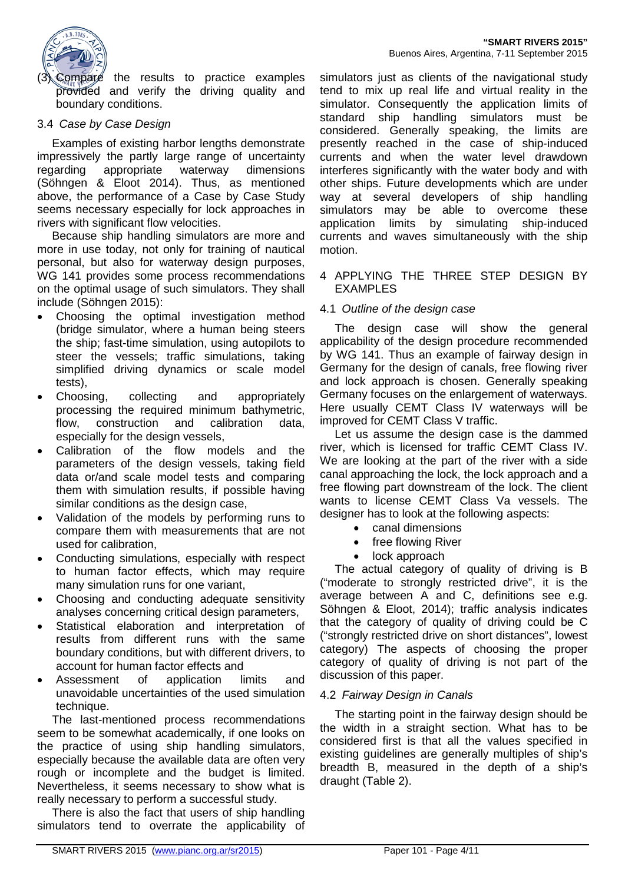(3) Compare the results to practice examples provided and verify the driving quality and boundary conditions.

### 3.4 *Case by Case Design*

Examples of existing harbor lengths demonstrate impressively the partly large range of uncertainty regarding appropriate waterway dimensions (Söhngen & Eloot 2014). Thus, as mentioned above, the performance of a Case by Case Study seems necessary especially for lock approaches in rivers with significant flow velocities.

Because ship handling simulators are more and more in use today, not only for training of nautical personal, but also for waterway design purposes, WG 141 provides some process recommendations on the optimal usage of such simulators. They shall include (Söhngen 2015):

- Choosing the optimal investigation method (bridge simulator, where a human being steers the ship; fast-time simulation, using autopilots to steer the vessels; traffic simulations, taking simplified driving dynamics or scale model tests),
- Choosing, collecting and appropriately processing the required minimum bathymetric, flow, construction and calibration data, especially for the design vessels,
- Calibration of the flow models and the parameters of the design vessels, taking field data or/and scale model tests and comparing them with simulation results, if possible having similar conditions as the design case,
- Validation of the models by performing runs to compare them with measurements that are not used for calibration,
- Conducting simulations, especially with respect to human factor effects, which may require many simulation runs for one variant,
- Choosing and conducting adequate sensitivity analyses concerning critical design parameters,
- Statistical elaboration and interpretation of results from different runs with the same boundary conditions, but with different drivers, to account for human factor effects and
- Assessment of application limits and unavoidable uncertainties of the used simulation technique.

The last-mentioned process recommendations seem to be somewhat academically, if one looks on the practice of using ship handling simulators, especially because the available data are often very rough or incomplete and the budget is limited. Nevertheless, it seems necessary to show what is really necessary to perform a successful study.

There is also the fact that users of ship handling simulators tend to overrate the applicability of simulators just as clients of the navigational study tend to mix up real life and virtual reality in the simulator. Consequently the application limits of standard ship handling simulators must be considered. Generally speaking, the limits are presently reached in the case of ship-induced currents and when the water level drawdown interferes significantly with the water body and with other ships. Future developments which are under way at several developers of ship handling simulators may be able to overcome these application limits by simulating ship-induced currents and waves simultaneously with the ship motion.

## 4 APPLYING THE THREE STEP DESIGN BY EXAMPLES

### 4.1 *Outline of the design case*

The design case will show the general applicability of the design procedure recommended by WG 141. Thus an example of fairway design in Germany for the design of canals, free flowing river and lock approach is chosen. Generally speaking Germany focuses on the enlargement of waterways. Here usually CEMT Class IV waterways will be improved for CEMT Class V traffic.

Let us assume the design case is the dammed river, which is licensed for traffic CEMT Class IV. We are looking at the part of the river with a side canal approaching the lock, the lock approach and a free flowing part downstream of the lock. The client wants to license CEMT Class Va vessels. The designer has to look at the following aspects:

- canal dimensions
- free flowing River
- lock approach

The actual category of quality of driving is B ("moderate to strongly restricted drive", it is the average between A and C, definitions see e.g. Söhngen & Eloot, 2014); traffic analysis indicates that the category of quality of driving could be C ("strongly restricted drive on short distances", lowest category) The aspects of choosing the proper category of quality of driving is not part of the discussion of this paper.

### 4.2 *Fairway Design in Canals*

The starting point in the fairway design should be the width in a straight section. What has to be considered first is that all the values specified in existing guidelines are generally multiples of ship's breadth B, measured in the depth of a ship's draught (Table 2).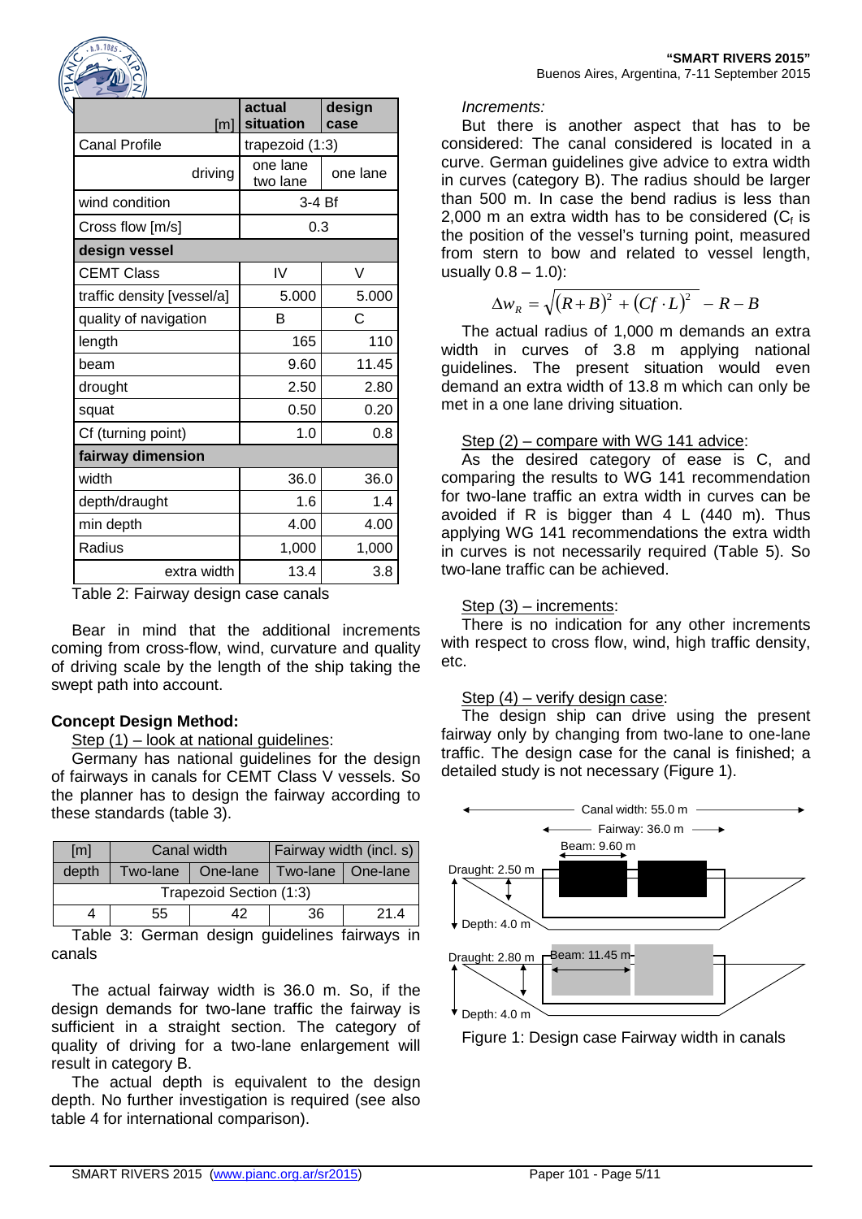| [m] | actual situation | design case |
|---|---|---|
| Canal Profile | trapezoid (1:3) | |
| driving | one lane two lane | one lane |
| wind condition | 3-4 Bf | |
| Cross flow [m/s] | 0.3 | |
| **design vessel** | | |
| CEMT Class | IV | V |
| traffic density [vessel/a] | 5.000 | 5.000 |
| quality of navigation | B | C |
| length | 165 | 110 |
| beam | 9.60 | 11.45 |
| drought | 2.50 | 2.80 |
| squat | 0.50 | 0.20 |
| Cf (turning point) | 1.0 | 0.8 |
| **fairway dimension** | | |
| width | 36.0 | 36.0 |
| depth/draught | 1.6 | 1.4 |
| min depth | 4.00 | 4.00 |
| Radius | 1,000 | 1,000 |
| extra width | 13.4 | 3.8 |

Table 2: Fairway design case canals

Bear in mind that the additional increments coming from cross-flow, wind, curvature and quality of driving scale by the length of the ship taking the swept path into account.

**Concept Design Method:**

Step (1) – look at national guidelines:

Germany has national guidelines for the design of fairways in canals for CEMT Class V vessels. So the planner has to design the fairway according to these standards (table 3).

| [m] | Canal width | | Fairway width (incl. s) | |
|---|---|---|---|---|
| depth | Two-lane | One-lane | Two-lane | One-lane |
| Trapezoid Section (1:3) | | | | |
| 4 | 55 | 42 | 36 | 21.4 |

Table 3: German design guidelines fairways in canals

The actual fairway width is 36.0 m. So, if the design demands for two-lane traffic the fairway is sufficient in a straight section. The category of quality of driving for a two-lane enlargement will result in category B.

The actual depth is equivalent to the design depth. No further investigation is required (see also table 4 for international comparison).

*Increments:*

But there is another aspect that has to be considered: The canal considered is located in a curve. German guidelines give advice to extra width in curves (category B). The radius should be larger than 500 m. In case the bend radius is less than 2,000 m an extra width has to be considered ($C_f$ is the position of the vessel's turning point, measured from stern to bow and related to vessel length, usually 0.8 – 1.0):

$$\Delta w_R = \sqrt{(R+B)^2 + (Cf \cdot L)^2} - R - B$$

The actual radius of 1,000 m demands an extra width in curves of 3.8 m applying national guidelines. The present situation would even demand an extra width of 13.8 m which can only be met in a one lane driving situation.

Step (2) – compare with WG 141 advice:

As the desired category of ease is C, and comparing the results to WG 141 recommendation for two-lane traffic an extra width in curves can be avoided if R is bigger than 4 L (440 m). Thus applying WG 141 recommendations the extra width in curves is not necessarily required (Table 5). So two-lane traffic can be achieved.

Step (3) – increments:

There is no indication for any other increments with respect to cross flow, wind, high traffic density, etc.

Step (4) – verify design case:

The design ship can drive using the present fairway only by changing from two-lane to one-lane traffic. The design case for the canal is finished; a detailed study is not necessary (Figure 1).

Canal width: 55.0 m
Fairway: 36.0 m
Beam: 9.60 m
Draught: 2.50 m
Depth: 4.0 m
Draught: 2.80 m
Beam: 11.45 m
Depth: 4.0 m

Figure 1: Design case Fairway width in canals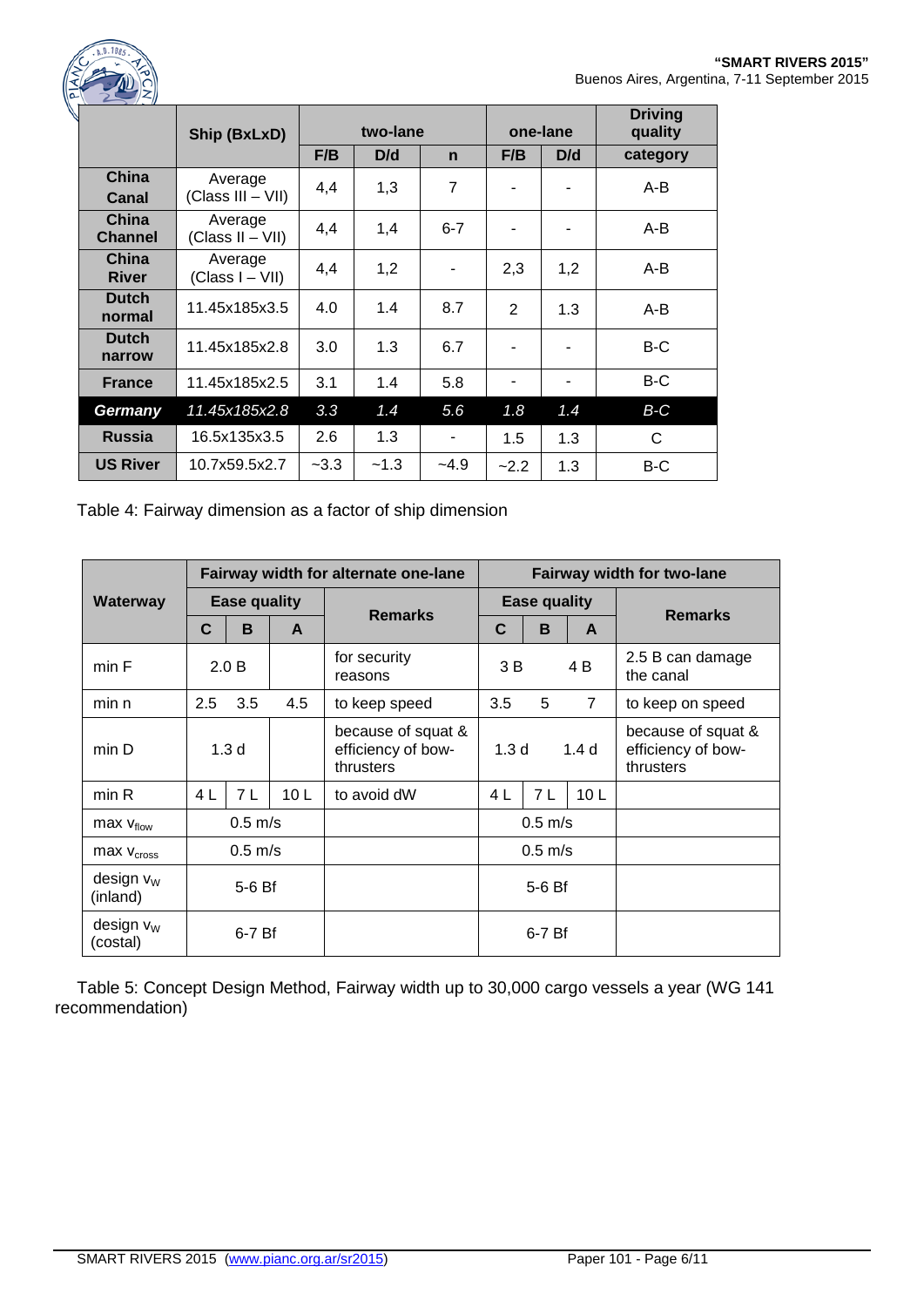| | Ship (BxLxD) | two-lane | | | one-lane | | Driving quality |
|---|---|---|---|---|---|---|---|
| | | F/B | D/d | n | F/B | D/d | category |
| **China Canal** | Average (Class III – VII) | 4,4 | 1,3 | 7 | - | - | A-B |
| **China Channel** | Average (Class II – VII) | 4,4 | 1,4 | 6-7 | - | - | A-B |
| **China River** | Average (Class I – VII) | 4,4 | 1,2 | - | 2,3 | 1,2 | A-B |
| **Dutch normal** | 11.45x185x3.5 | 4.0 | 1.4 | 8.7 | 2 | 1.3 | A-B |
| **Dutch narrow** | 11.45x185x2.8 | 3.0 | 1.3 | 6.7 | - | - | B-C |
| **France** | 11.45x185x2.5 | 3.1 | 1.4 | 5.8 | - | - | B-C |
| ***Germany*** | *11.45x185x2.8* | *3.3* | *1.4* | *5.6* | *1.8* | *1.4* | *B-C* |
| **Russia** | 16.5x135x3.5 | 2.6 | 1.3 | - | 1.5 | 1.3 | C |
| **US River** | 10.7x59.5x2.7 | ~3.3 | ~1.3 | ~4.9 | ~2.2 | 1.3 | B-C |

Table 4: Fairway dimension as a factor of ship dimension

| Waterway | Fairway width for alternate one-lane | | | | Fairway width for two-lane | | | |
|---|---|---|---|---|---|---|---|---|
| | Ease quality | | | Remarks | Ease quality | | | Remarks |
| | C | B | A | | C | B | A | |
| min F | 2.0 B | | | for security reasons | 3 B | | 4 B | 2.5 B can damage the canal |
| min n | 2.5 | 3.5 | 4.5 | to keep speed | 3.5 | 5 | 7 | to keep on speed |
| min D | 1.3 d | | | because of squat & efficiency of bow-thrusters | 1.3 d | | 1.4 d | because of squat & efficiency of bow-thrusters |
| min R | 4 L | 7 L | 10 L | to avoid dW | 4 L | 7 L | 10 L | |
| max $v_{flow}$ | 0.5 m/s | | | | 0.5 m/s | | | |
| max $v_{cross}$ | 0.5 m/s | | | | 0.5 m/s | | | |
| design $v_W$ (inland) | 5-6 Bf | | | | 5-6 Bf | | | |
| design $v_W$ (costal) | 6-7 Bf | | | | 6-7 Bf | | | |

Table 5: Concept Design Method, Fairway width up to 30,000 cargo vessels a year (WG 141 recommendation)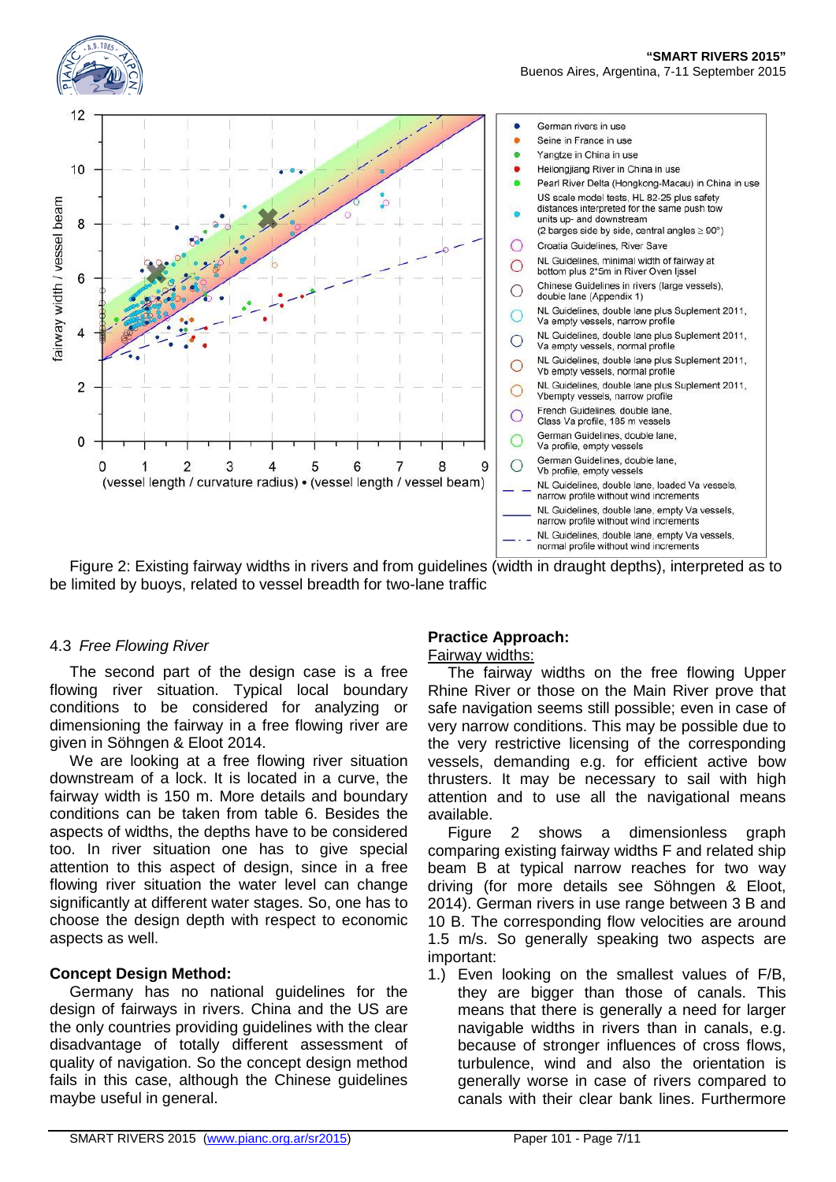Figure 2: Existing fairway widths in rivers and from guidelines (width in draught depths), interpreted as to be limited by buoys, related to vessel breadth for two-lane traffic

### 4.3 *Free Flowing River*

The second part of the design case is a free flowing river situation. Typical local boundary conditions to be considered for analyzing or dimensioning the fairway in a free flowing river are given in Söhngen & Eloot 2014.

We are looking at a free flowing river situation downstream of a lock. It is located in a curve, the fairway width is 150 m. More details and boundary conditions can be taken from table 6. Besides the aspects of widths, the depths have to be considered too. In river situation one has to give special attention to this aspect of design, since in a free flowing river situation the water level can change significantly at different water stages. So, one has to choose the design depth with respect to economic aspects as well.

**Concept Design Method:**

Germany has no national guidelines for the design of fairways in rivers. China and the US are the only countries providing guidelines with the clear disadvantage of totally different assessment of quality of navigation. So the concept design method fails in this case, although the Chinese guidelines maybe useful in general.

**Practice Approach:**

Fairway widths:

The fairway widths on the free flowing Upper Rhine River or those on the Main River prove that safe navigation seems still possible; even in case of very narrow conditions. This may be possible due to the very restrictive licensing of the corresponding vessels, demanding e.g. for efficient active bow thrusters. It may be necessary to sail with high attention and to use all the navigational means available.

Figure 2 shows a dimensionless graph comparing existing fairway widths F and related ship beam B at typical narrow reaches for two way driving (for more details see Söhngen & Eloot, 2014). German rivers in use range between 3 B and 10 B. The corresponding flow velocities are around 1.5 m/s. So generally speaking two aspects are important:

1.) Even looking on the smallest values of F/B, they are bigger than those of canals. This means that there is generally a need for larger navigable widths in rivers than in canals, e.g. because of stronger influences of cross flows, turbulence, wind and also the orientation is generally worse in case of rivers compared to canals with their clear bank lines. Furthermore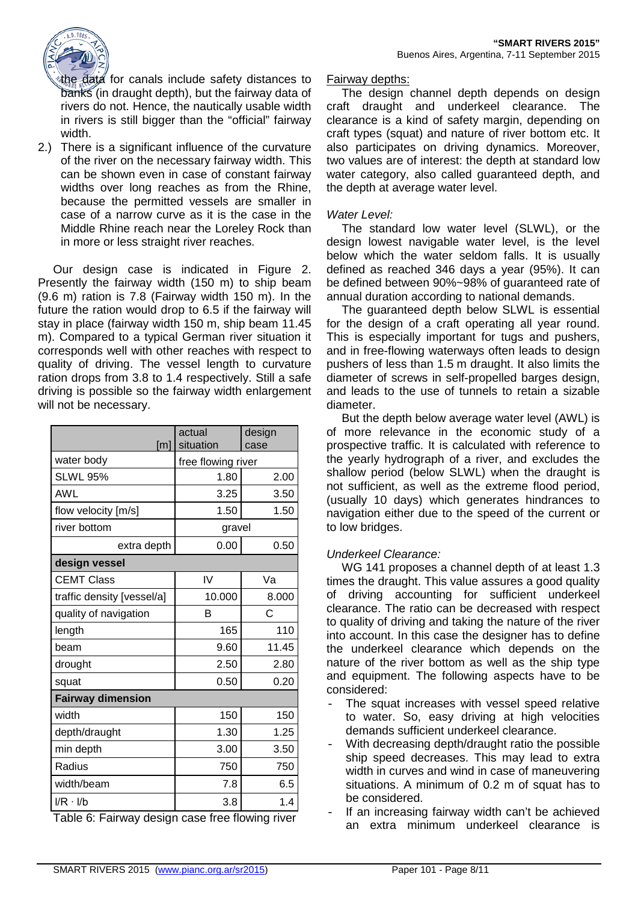the data for canals include safety distances to banks (in draught depth), but the fairway data of rivers do not. Hence, the nautically usable width in rivers is still bigger than the "official" fairway width.

2.) There is a significant influence of the curvature of the river on the necessary fairway width. This can be shown even in case of constant fairway widths over long reaches as from the Rhine, because the permitted vessels are smaller in case of a narrow curve as it is the case in the Middle Rhine reach near the Loreley Rock than in more or less straight river reaches.

Our design case is indicated in Figure 2. Presently the fairway width (150 m) to ship beam (9.6 m) ration is 7.8 (Fairway width 150 m). In the future the ration would drop to 6.5 if the fairway will stay in place (fairway width 150 m, ship beam 11.45 m). Compared to a typical German river situation it corresponds well with other reaches with respect to quality of driving. The vessel length to curvature ration drops from 3.8 to 1.4 respectively. Still a safe driving is possible so the fairway width enlargement will not be necessary.

| [m] | actual situation | design case |
|---|---|---|
| water body | free flowing river | |
| SLWL 95% | 1.80 | 2.00 |
| AWL | 3.25 | 3.50 |
| flow velocity [m/s] | 1.50 | 1.50 |
| river bottom | gravel | |
| extra depth | 0.00 | 0.50 |
| **design vessel** | | |
| CEMT Class | IV | Va |
| traffic density [vessel/a] | 10.000 | 8.000 |
| quality of navigation | B | C |
| length | 165 | 110 |
| beam | 9.60 | 11.45 |
| drought | 2.50 | 2.80 |
| squat | 0.50 | 0.20 |
| **Fairway dimension** | | |
| width | 150 | 150 |
| depth/draught | 1.30 | 1.25 |
| min depth | 3.00 | 3.50 |
| Radius | 750 | 750 |
| width/beam | 7.8 | 6.5 |
| $l/R \cdot l/b$ | 3.8 | 1.4 |

Table 6: Fairway design case free flowing river

<u>Fairway depths:</u>

The design channel depth depends on design craft draught and underkeel clearance. The clearance is a kind of safety margin, depending on craft types (squat) and nature of river bottom etc. It also participates on driving dynamics. Moreover, two values are of interest: the depth at standard low water category, also called guaranteed depth, and the depth at average water level.

*Water Level:*

The standard low water level (SLWL), or the design lowest navigable water level, is the level below which the water seldom falls. It is usually defined as reached 346 days a year (95%). It can be defined between 90%~98% of guaranteed rate of annual duration according to national demands.

The guaranteed depth below SLWL is essential for the design of a craft operating all year round. This is especially important for tugs and pushers, and in free-flowing waterways often leads to design pushers of less than 1.5 m draught. It also limits the diameter of screws in self-propelled barges design, and leads to the use of tunnels to retain a sizable diameter.

But the depth below average water level (AWL) is of more relevance in the economic study of a prospective traffic. It is calculated with reference to the yearly hydrograph of a river, and excludes the shallow period (below SLWL) when the draught is not sufficient, as well as the extreme flood period, (usually 10 days) which generates hindrances to navigation either due to the speed of the current or to low bridges.

*Underkeel Clearance:*

WG 141 proposes a channel depth of at least 1.3 times the draught. This value assures a good quality of driving accounting for sufficient underkeel clearance. The ratio can be decreased with respect to quality of driving and taking the nature of the river into account. In this case the designer has to define the underkeel clearance which depends on the nature of the river bottom as well as the ship type and equipment. The following aspects have to be considered:

- The squat increases with vessel speed relative to water. So, easy driving at high velocities demands sufficient underkeel clearance.
- With decreasing depth/draught ratio the possible ship speed decreases. This may lead to extra width in curves and wind in case of maneuvering situations. A minimum of 0.2 m of squat has to be considered.
- If an increasing fairway width can't be achieved an extra minimum underkeel clearance is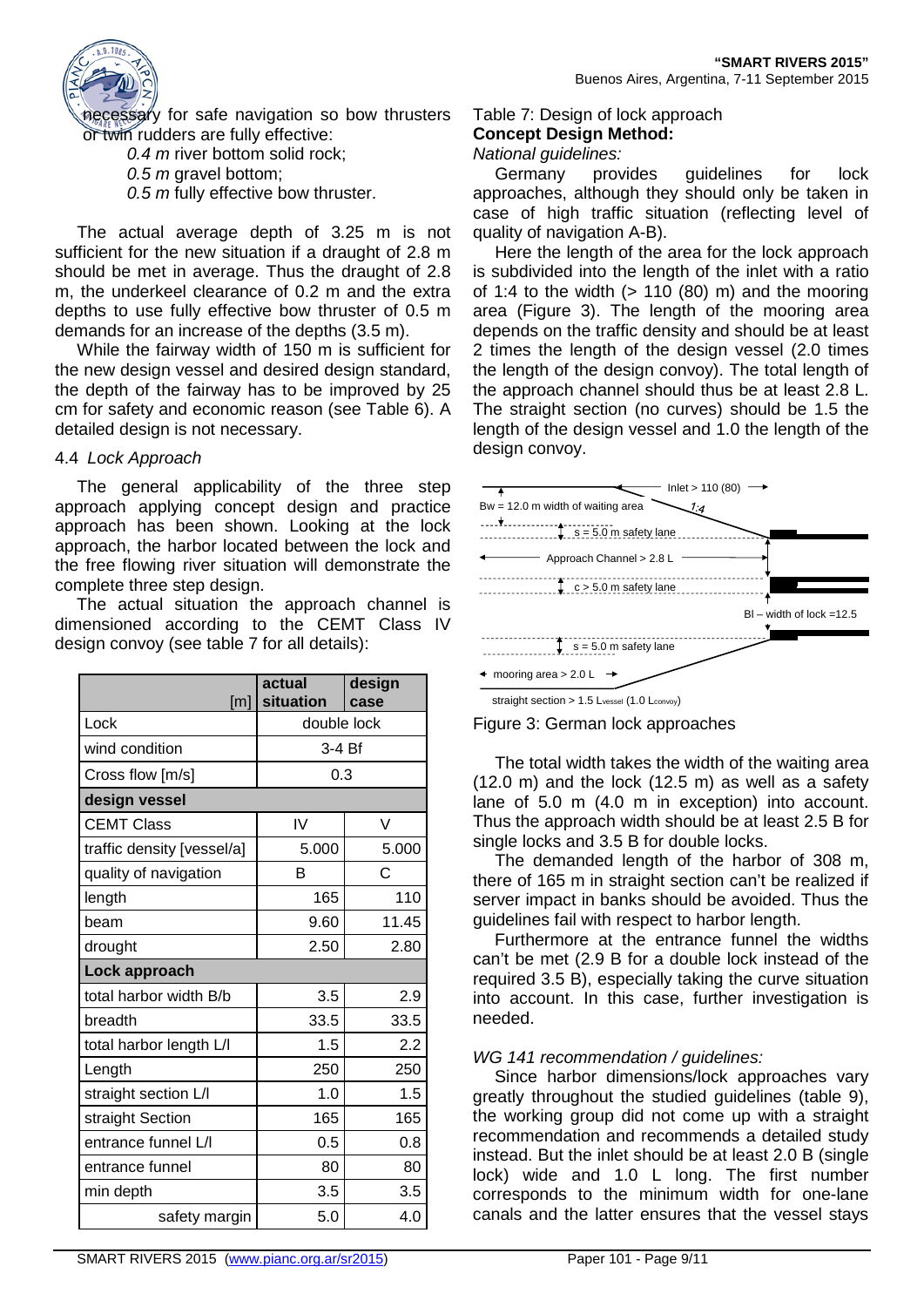necessary for safe navigation so bow thrusters or twin rudders are fully effective:

*0.4 m* river bottom solid rock;
*0.5 m* gravel bottom;
*0.5 m* fully effective bow thruster.

The actual average depth of 3.25 m is not sufficient for the new situation if a draught of 2.8 m should be met in average. Thus the draught of 2.8 m, the underkeel clearance of 0.2 m and the extra depths to use fully effective bow thruster of 0.5 m demands for an increase of the depths (3.5 m).

While the fairway width of 150 m is sufficient for the new design vessel and desired design standard, the depth of the fairway has to be improved by 25 cm for safety and economic reason (see Table 6). A detailed design is not necessary.

### 4.4 *Lock Approach*

The general applicability of the three step approach applying concept design and practice approach has been shown. Looking at the lock approach, the harbor located between the lock and the free flowing river situation will demonstrate the complete three step design.

The actual situation the approach channel is dimensioned according to the CEMT Class IV design convoy (see table 7 for all details):

| [m] | actual situation | design case |
|---|---|---|
| Lock | double lock | |
| wind condition | 3-4 Bf | |
| Cross flow [m/s] | 0.3 | |
| **design vessel** | | |
| CEMT Class | IV | V |
| traffic density [vessel/a] | 5.000 | 5.000 |
| quality of navigation | B | C |
| length | 165 | 110 |
| beam | 9.60 | 11.45 |
| drought | 2.50 | 2.80 |
| **Lock approach** | | |
| total harbor width B/b | 3.5 | 2.9 |
| breadth | 33.5 | 33.5 |
| total harbor length L/l | 1.5 | 2.2 |
| Length | 250 | 250 |
| straight section L/l | 1.0 | 1.5 |
| straight Section | 165 | 165 |
| entrance funnel L/l | 0.5 | 0.8 |
| entrance funnel | 80 | 80 |
| min depth | 3.5 | 3.5 |
| safety margin | 5.0 | 4.0 |

Table 7: Design of lock approach

**Concept Design Method:**

*National guidelines:*

Germany provides guidelines for lock approaches, although they should only be taken in case of high traffic situation (reflecting level of quality of navigation A-B).

Here the length of the area for the lock approach is subdivided into the length of the inlet with a ratio of 1:4 to the width (> 110 (80) m) and the mooring area (Figure 3). The length of the mooring area depends on the traffic density and should be at least 2 times the length of the design vessel (2.0 times the length of the design convoy). The total length of the approach channel should thus be at least 2.8 L. The straight section (no curves) should be 1.5 the length of the design vessel and 1.0 the length of the design convoy.

Inlet > 110 (80)
Bw = 12.0 m width of waiting area
1:4
s = 5.0 m safety lane
Approach Channel > 2.8 L
c > 5.0 m safety lane
Bl – width of lock =12.5
s = 5.0 m safety lane
mooring area > 2.0 L
straight section > 1.5 $L_{vessel}$ (1.0 $L_{convoy}$)

Figure 3: German lock approaches

The total width takes the width of the waiting area (12.0 m) and the lock (12.5 m) as well as a safety lane of 5.0 m (4.0 m in exception) into account. Thus the approach width should be at least 2.5 B for single locks and 3.5 B for double locks.

The demanded length of the harbor of 308 m, there of 165 m in straight section can't be realized if server impact in banks should be avoided. Thus the guidelines fail with respect to harbor length.

Furthermore at the entrance funnel the widths can't be met (2.9 B for a double lock instead of the required 3.5 B), especially taking the curve situation into account. In this case, further investigation is needed.

*WG 141 recommendation / guidelines:*

Since harbor dimensions/lock approaches vary greatly throughout the studied guidelines (table 9), the working group did not come up with a straight recommendation and recommends a detailed study instead. But the inlet should be at least 2.0 B (single lock) wide and 1.0 L long. The first number corresponds to the minimum width for one-lane canals and the latter ensures that the vessel stays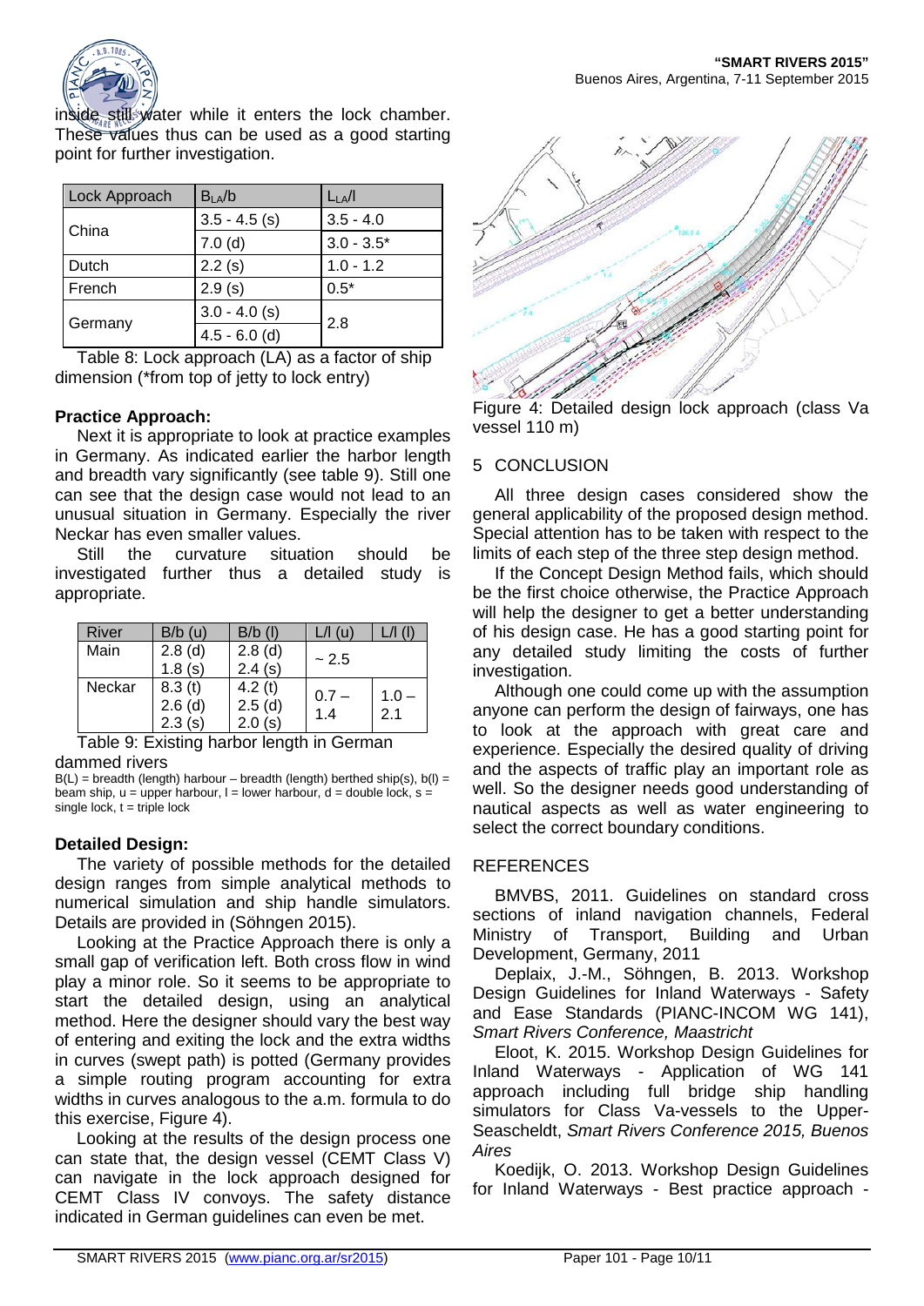inside still water while it enters the lock chamber. These values thus can be used as a good starting point for further investigation.

| Lock Approach | $B_{LA}/b$ | $L_{LA}/l$ |
|---|---|---|
| China | 3.5 - 4.5 (s) | 3.5 - 4.0 |
| | 7.0 (d) | 3.0 - 3.5* |
| Dutch | 2.2 (s) | 1.0 - 1.2 |
| French | 2.9 (s) | 0.5* |
| Germany | 3.0 - 4.0 (s) | 2.8 |
| | 4.5 - 6.0 (d) | |

Table 8: Lock approach (LA) as a factor of ship dimension (*from top of jetty to lock entry)

**Practice Approach:**

Next it is appropriate to look at practice examples in Germany. As indicated earlier the harbor length and breadth vary significantly (see table 9). Still one can see that the design case would not lead to an unusual situation in Germany. Especially the river Neckar has even smaller values.

Still the curvature situation should be investigated further thus a detailed study is appropriate.

| River | B/b (u) | B/b (l) | L/l (u) | L/l (l) |
|---|---|---|---|---|
| Main | 2.8 (d)<br>1.8 (s) | 2.8 (d)<br>2.4 (s) | ~ 2.5 | |
| Neckar | 8.3 (t)<br>2.6 (d)<br>2.3 (s) | 4.2 (t)<br>2.5 (d)<br>2.0 (s) | 0.7 – 1.4 | 1.0 – 2.1 |

Table 9: Existing harbor length in German dammed rivers

B(L) = breadth (length) harbour – breadth (length) berthed ship(s), b(l) = beam ship, u = upper harbour, l = lower harbour, d = double lock, s = single lock, t = triple lock

**Detailed Design:**

The variety of possible methods for the detailed design ranges from simple analytical methods to numerical simulation and ship handle simulators. Details are provided in (Söhngen 2015).

Looking at the Practice Approach there is only a small gap of verification left. Both cross flow in wind play a minor role. So it seems to be appropriate to start the detailed design, using an analytical method. Here the designer should vary the best way of entering and exiting the lock and the extra widths in curves (swept path) is potted (Germany provides a simple routing program accounting for extra widths in curves analogous to the a.m. formula to do this exercise, Figure 4).

Looking at the results of the design process one can state that, the design vessel (CEMT Class V) can navigate in the lock approach designed for CEMT Class IV convoys. The safety distance indicated in German guidelines can even be met.

Figure 4: Detailed design lock approach (class Va vessel 110 m)

## 5 CONCLUSION

All three design cases considered show the general applicability of the proposed design method. Special attention has to be taken with respect to the limits of each step of the three step design method.

If the Concept Design Method fails, which should be the first choice otherwise, the Practice Approach will help the designer to get a better understanding of his design case. He has a good starting point for any detailed study limiting the costs of further investigation.

Although one could come up with the assumption anyone can perform the design of fairways, one has to look at the approach with great care and experience. Especially the desired quality of driving and the aspects of traffic play an important role as well. So the designer needs good understanding of nautical aspects as well as water engineering to select the correct boundary conditions.

## REFERENCES

BMVBS, 2011. Guidelines on standard cross sections of inland navigation channels, Federal Ministry of Transport, Building and Urban Development, Germany, 2011

Deplaix, J.-M., Söhngen, B. 2013. Workshop Design Guidelines for Inland Waterways - Safety and Ease Standards (PIANC-INCOM WG 141), *Smart Rivers Conference, Maastricht*

Eloot, K. 2015. Workshop Design Guidelines for Inland Waterways - Application of WG 141 approach including full bridge ship handling simulators for Class Va-vessels to the Upper-Seascheldt, *Smart Rivers Conference 2015, Buenos Aires*

Koedijk, O. 2013. Workshop Design Guidelines for Inland Waterways - Best practice approach -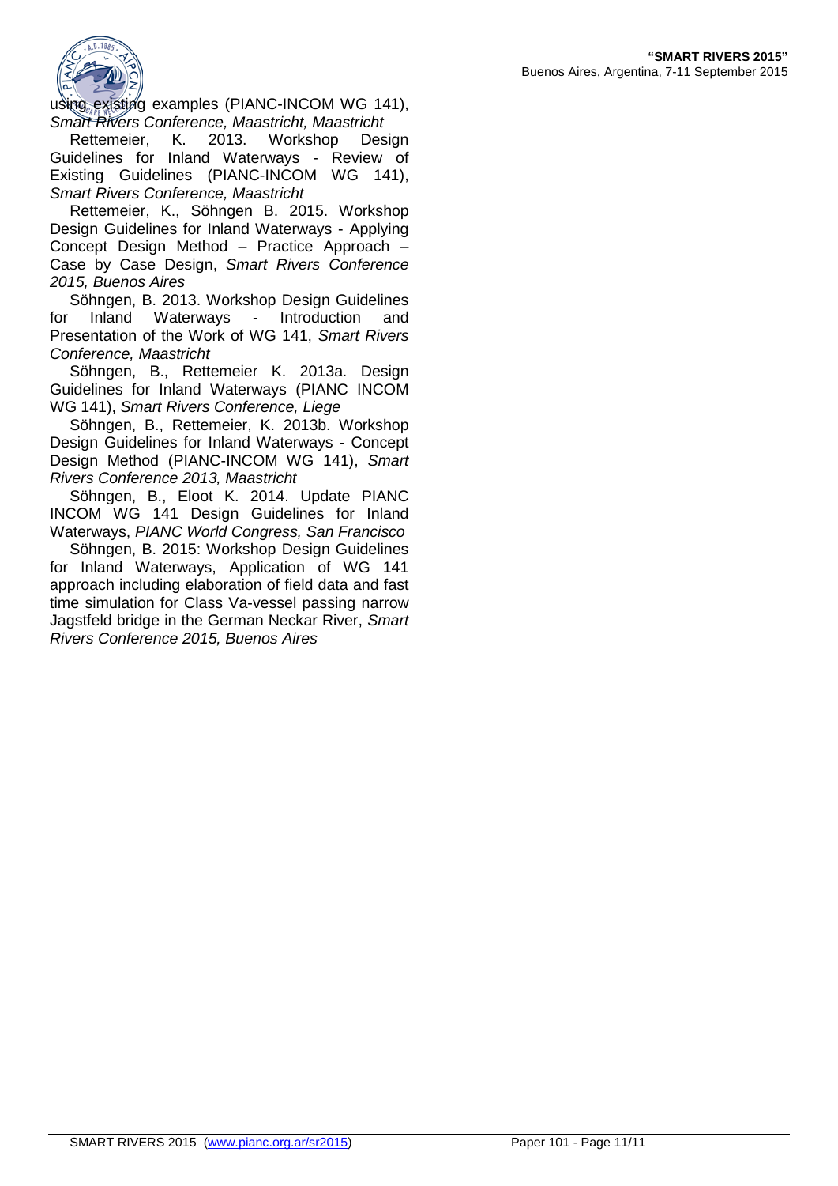using existing examples (PIANC-INCOM WG 141), *Smart Rivers Conference, Maastricht, Maastricht*

Rettemeier, K. 2013. Workshop Design Guidelines for Inland Waterways - Review of Existing Guidelines (PIANC-INCOM WG 141), *Smart Rivers Conference, Maastricht*

Rettemeier, K., Söhngen B. 2015. Workshop Design Guidelines for Inland Waterways - Applying Concept Design Method – Practice Approach – Case by Case Design, *Smart Rivers Conference 2015, Buenos Aires*

Söhngen, B. 2013. Workshop Design Guidelines for Inland Waterways - Introduction and Presentation of the Work of WG 141, *Smart Rivers Conference, Maastricht*

Söhngen, B., Rettemeier K. 2013a. Design Guidelines for Inland Waterways (PIANC INCOM WG 141), *Smart Rivers Conference, Liege*

Söhngen, B., Rettemeier, K. 2013b. Workshop Design Guidelines for Inland Waterways - Concept Design Method (PIANC-INCOM WG 141), *Smart Rivers Conference 2013, Maastricht*

Söhngen, B., Eloot K. 2014. Update PIANC INCOM WG 141 Design Guidelines for Inland Waterways, *PIANC World Congress, San Francisco*

Söhngen, B. 2015: Workshop Design Guidelines for Inland Waterways, Application of WG 141 approach including elaboration of field data and fast time simulation for Class Va-vessel passing narrow Jagstfeld bridge in the German Neckar River, *Smart Rivers Conference 2015, Buenos Aires*